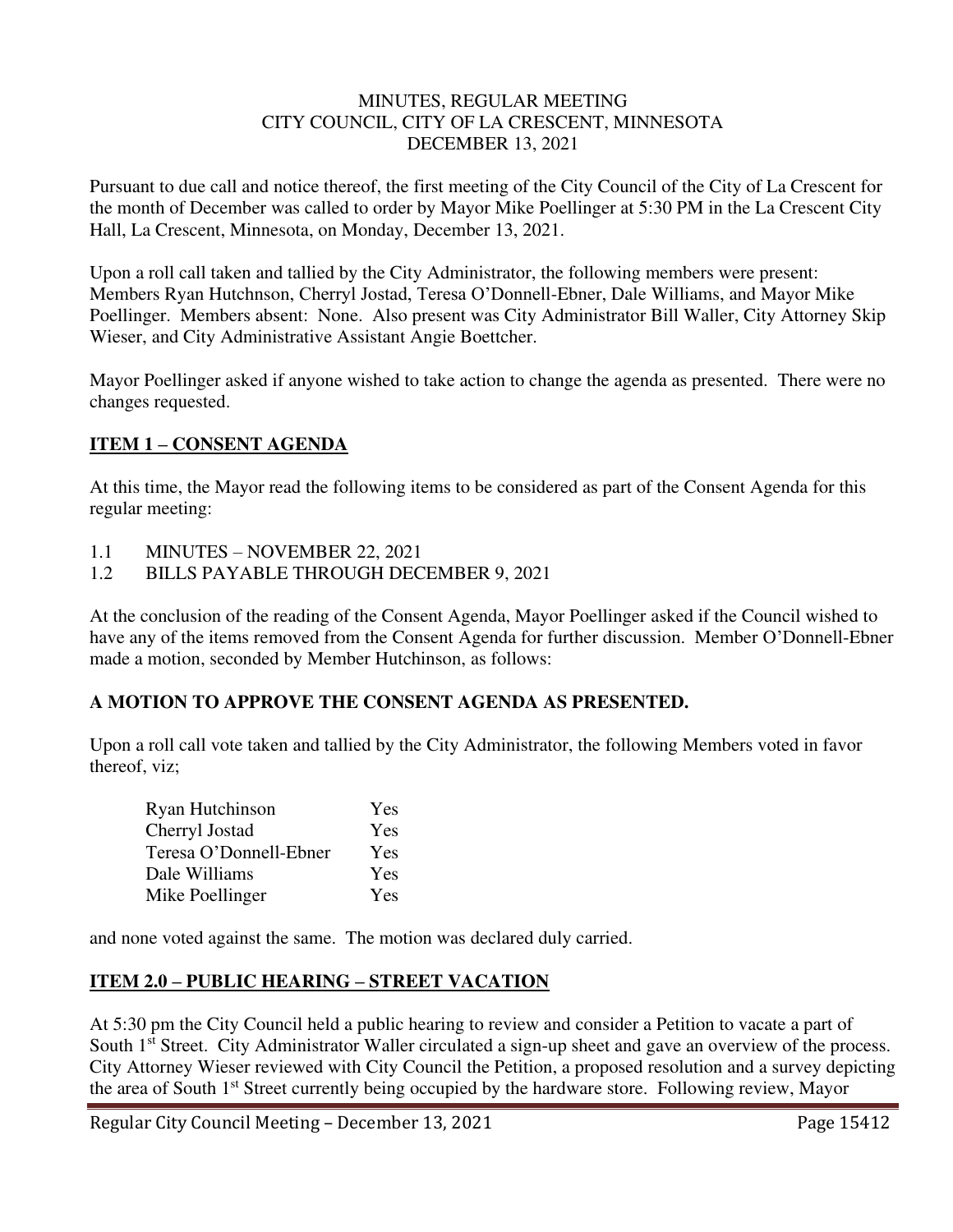MINUTES, REGULAR MEETING
CITY COUNCIL, CITY OF LA CRESCENT, MINNESOTA
DECEMBER 13, 2021

Pursuant to due call and notice thereof, the first meeting of the City Council of the City of La Crescent for the month of December was called to order by Mayor Mike Poellinger at 5:30 PM in the La Crescent City Hall, La Crescent, Minnesota, on Monday, December 13, 2021.

Upon a roll call taken and tallied by the City Administrator, the following members were present: Members Ryan Hutchnson, Cherryl Jostad, Teresa O'Donnell-Ebner, Dale Williams, and Mayor Mike Poellinger. Members absent: None. Also present was City Administrator Bill Waller, City Attorney Skip Wieser, and City Administrative Assistant Angie Boettcher.

Mayor Poellinger asked if anyone wished to take action to change the agenda as presented. There were no changes requested.

## ITEM 1 – CONSENT AGENDA

At this time, the Mayor read the following items to be considered as part of the Consent Agenda for this regular meeting:

1.1 MINUTES – NOVEMBER 22, 2021
1.2 BILLS PAYABLE THROUGH DECEMBER 9, 2021

At the conclusion of the reading of the Consent Agenda, Mayor Poellinger asked if the Council wished to have any of the items removed from the Consent Agenda for further discussion. Member O'Donnell-Ebner made a motion, seconded by Member Hutchinson, as follows:

**A MOTION TO APPROVE THE CONSENT AGENDA AS PRESENTED.**

Upon a roll call vote taken and tallied by the City Administrator, the following Members voted in favor thereof, viz;

| | |
|---|---|
| Ryan Hutchinson | Yes |
| Cherryl Jostad | Yes |
| Teresa O'Donnell-Ebner | Yes |
| Dale Williams | Yes |
| Mike Poellinger | Yes |

and none voted against the same. The motion was declared duly carried.

## ITEM 2.0 – PUBLIC HEARING – STREET VACATION

At 5:30 pm the City Council held a public hearing to review and consider a Petition to vacate a part of South 1st Street. City Administrator Waller circulated a sign-up sheet and gave an overview of the process. City Attorney Wieser reviewed with City Council the Petition, a proposed resolution and a survey depicting the area of South 1st Street currently being occupied by the hardware store. Following review, Mayor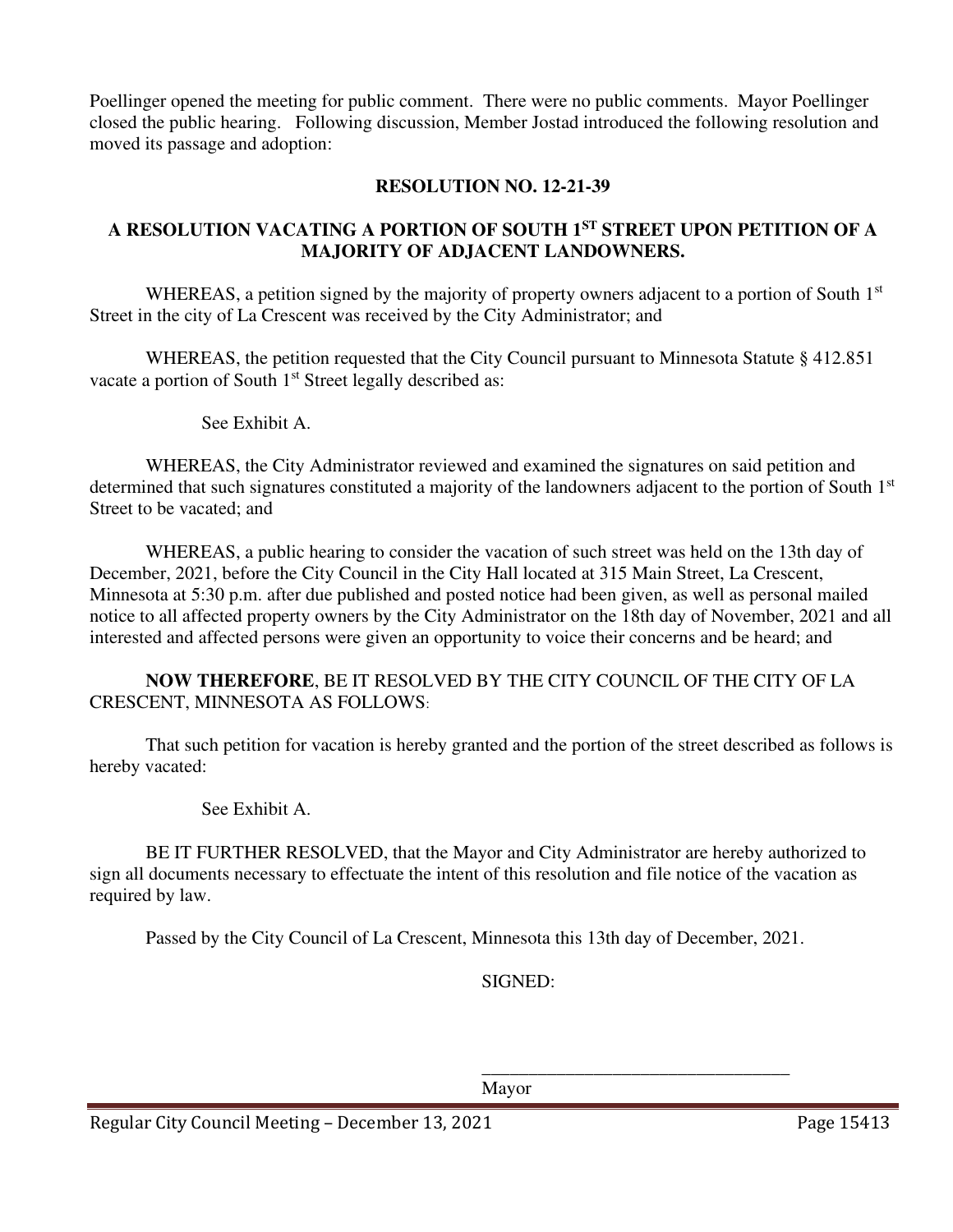Poellinger opened the meeting for public comment. There were no public comments. Mayor Poellinger closed the public hearing. Following discussion, Member Jostad introduced the following resolution and moved its passage and adoption:

**RESOLUTION NO. 12-21-39**

**A RESOLUTION VACATING A PORTION OF SOUTH 1ST STREET UPON PETITION OF A MAJORITY OF ADJACENT LANDOWNERS.**

WHEREAS, a petition signed by the majority of property owners adjacent to a portion of South 1st Street in the city of La Crescent was received by the City Administrator; and

WHEREAS, the petition requested that the City Council pursuant to Minnesota Statute § 412.851 vacate a portion of South 1st Street legally described as:

See Exhibit A.

WHEREAS, the City Administrator reviewed and examined the signatures on said petition and determined that such signatures constituted a majority of the landowners adjacent to the portion of South 1st Street to be vacated; and

WHEREAS, a public hearing to consider the vacation of such street was held on the 13th day of December, 2021, before the City Council in the City Hall located at 315 Main Street, La Crescent, Minnesota at 5:30 p.m. after due published and posted notice had been given, as well as personal mailed notice to all affected property owners by the City Administrator on the 18th day of November, 2021 and all interested and affected persons were given an opportunity to voice their concerns and be heard; and

**NOW THEREFORE**, BE IT RESOLVED BY THE CITY COUNCIL OF THE CITY OF LA CRESCENT, MINNESOTA AS FOLLOWS:

That such petition for vacation is hereby granted and the portion of the street described as follows is hereby vacated:

See Exhibit A.

BE IT FURTHER RESOLVED, that the Mayor and City Administrator are hereby authorized to sign all documents necessary to effectuate the intent of this resolution and file notice of the vacation as required by law.

Passed by the City Council of La Crescent, Minnesota this 13th day of December, 2021.

SIGNED:

\_\_\_\_\_\_\_\_\_\_\_\_\_\_\_\_\_\_\_\_\_\_\_\_\_\_\_\_\_\_\_\_\_\_\_

Mayor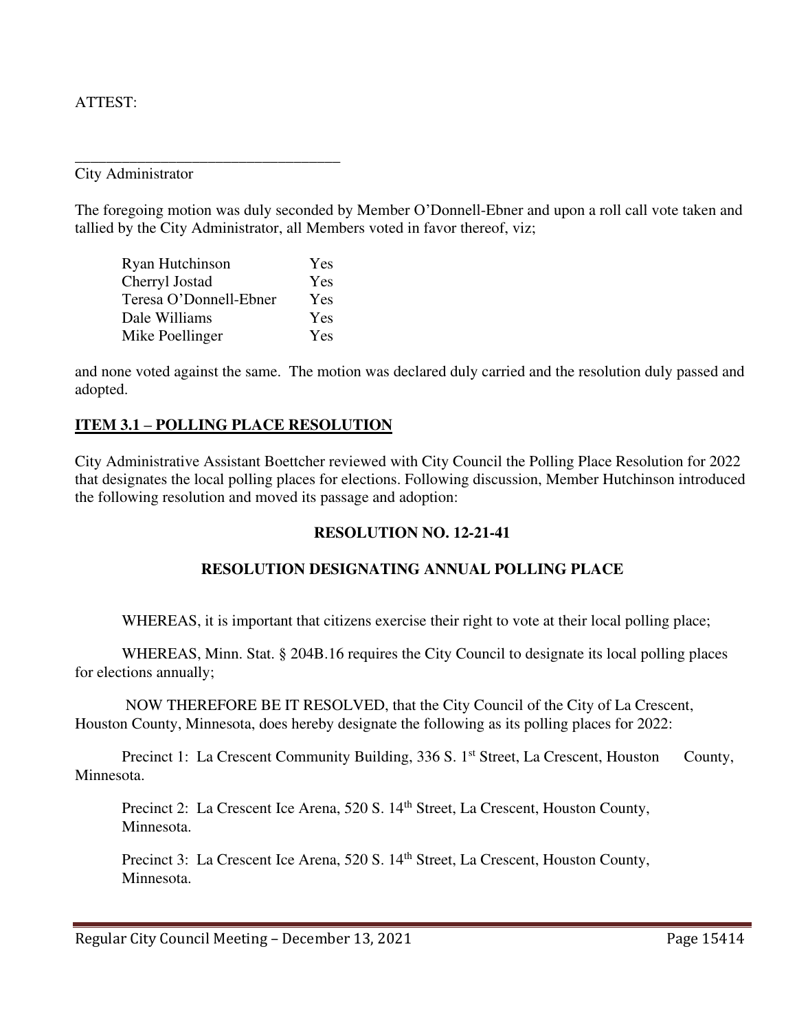ATTEST:

\_\_\_\_\_\_\_\_\_\_\_\_\_\_\_\_\_\_\_\_\_\_\_\_\_\_\_\_\_\_\_\_\_\_

City Administrator

The foregoing motion was duly seconded by Member O'Donnell-Ebner and upon a roll call vote taken and tallied by the City Administrator, all Members voted in favor thereof, viz;

| | |
|---|---|
| Ryan Hutchinson | Yes |
| Cherryl Jostad | Yes |
| Teresa O'Donnell-Ebner | Yes |
| Dale Williams | Yes |
| Mike Poellinger | Yes |

and none voted against the same. The motion was declared duly carried and the resolution duly passed and adopted.

**ITEM 3.1 – POLLING PLACE RESOLUTION**

City Administrative Assistant Boettcher reviewed with City Council the Polling Place Resolution for 2022 that designates the local polling places for elections. Following discussion, Member Hutchinson introduced the following resolution and moved its passage and adoption:

**RESOLUTION NO. 12-21-41**

**RESOLUTION DESIGNATING ANNUAL POLLING PLACE**

WHEREAS, it is important that citizens exercise their right to vote at their local polling place;

WHEREAS, Minn. Stat. § 204B.16 requires the City Council to designate its local polling places for elections annually;

NOW THEREFORE BE IT RESOLVED, that the City Council of the City of La Crescent, Houston County, Minnesota, does hereby designate the following as its polling places for 2022:

Precinct 1: La Crescent Community Building, 336 S. 1st Street, La Crescent, Houston County, Minnesota.

Precinct 2: La Crescent Ice Arena, 520 S. 14th Street, La Crescent, Houston County, Minnesota.

Precinct 3: La Crescent Ice Arena, 520 S. 14th Street, La Crescent, Houston County, Minnesota.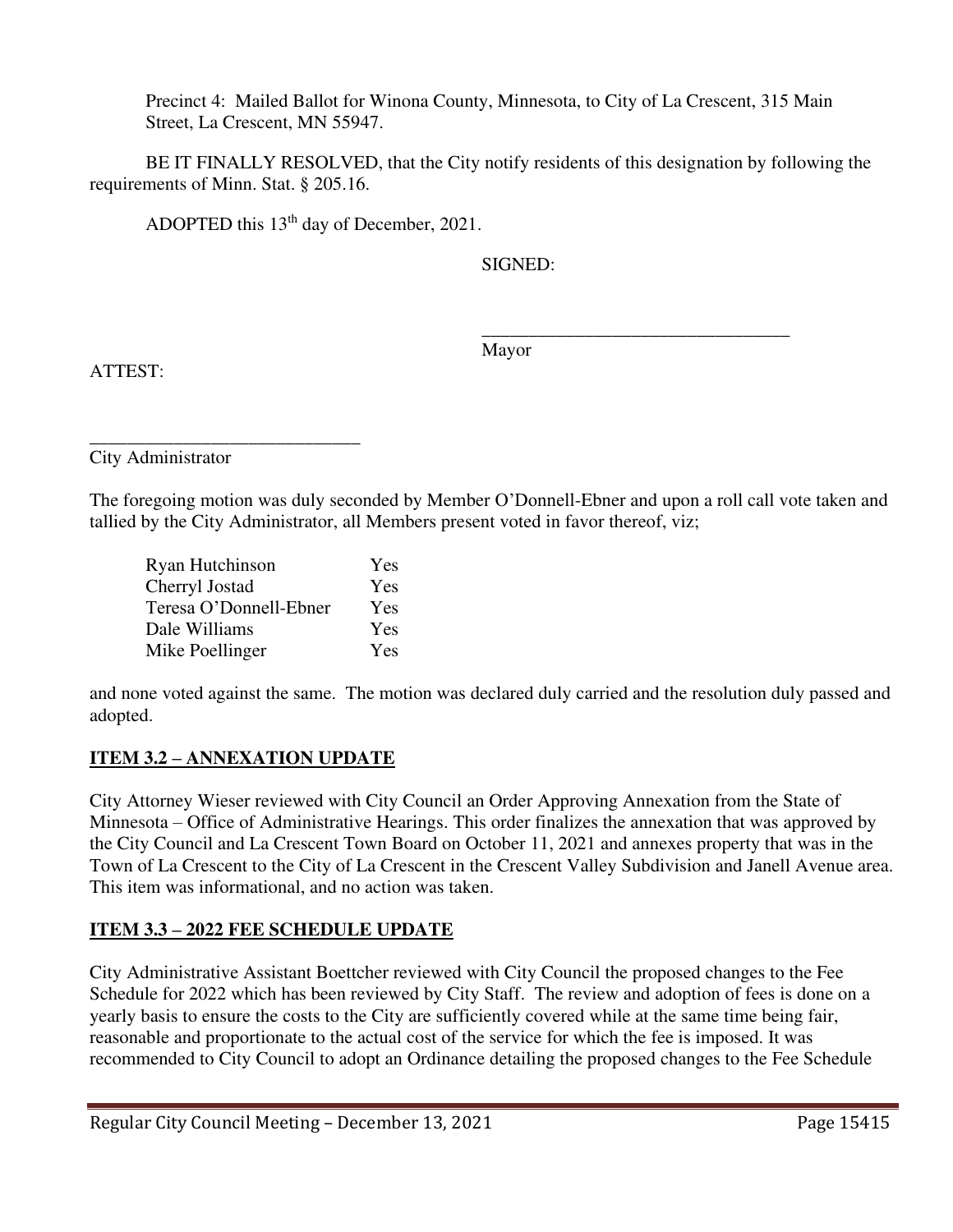Precinct 4: Mailed Ballot for Winona County, Minnesota, to City of La Crescent, 315 Main Street, La Crescent, MN 55947.

BE IT FINALLY RESOLVED, that the City notify residents of this designation by following the requirements of Minn. Stat. § 205.16.

ADOPTED this 13th day of December, 2021.

SIGNED:

\_\_\_\_\_\_\_\_\_\_\_\_\_\_\_\_\_\_\_\_\_\_\_\_\_\_\_\_\_\_\_\_\_\_
Mayor

ATTEST:

\_\_\_\_\_\_\_\_\_\_\_\_\_\_\_\_\_\_\_\_\_\_\_\_\_\_\_\_\_\_
City Administrator

The foregoing motion was duly seconded by Member O'Donnell-Ebner and upon a roll call vote taken and tallied by the City Administrator, all Members present voted in favor thereof, viz;

| | |
|---|---|
| Ryan Hutchinson | Yes |
| Cherryl Jostad | Yes |
| Teresa O'Donnell-Ebner | Yes |
| Dale Williams | Yes |
| Mike Poellinger | Yes |

and none voted against the same. The motion was declared duly carried and the resolution duly passed and adopted.

## ITEM 3.2 – ANNEXATION UPDATE

City Attorney Wieser reviewed with City Council an Order Approving Annexation from the State of Minnesota – Office of Administrative Hearings. This order finalizes the annexation that was approved by the City Council and La Crescent Town Board on October 11, 2021 and annexes property that was in the Town of La Crescent to the City of La Crescent in the Crescent Valley Subdivision and Janell Avenue area. This item was informational, and no action was taken.

## ITEM 3.3 – 2022 FEE SCHEDULE UPDATE

City Administrative Assistant Boettcher reviewed with City Council the proposed changes to the Fee Schedule for 2022 which has been reviewed by City Staff. The review and adoption of fees is done on a yearly basis to ensure the costs to the City are sufficiently covered while at the same time being fair, reasonable and proportionate to the actual cost of the service for which the fee is imposed. It was recommended to City Council to adopt an Ordinance detailing the proposed changes to the Fee Schedule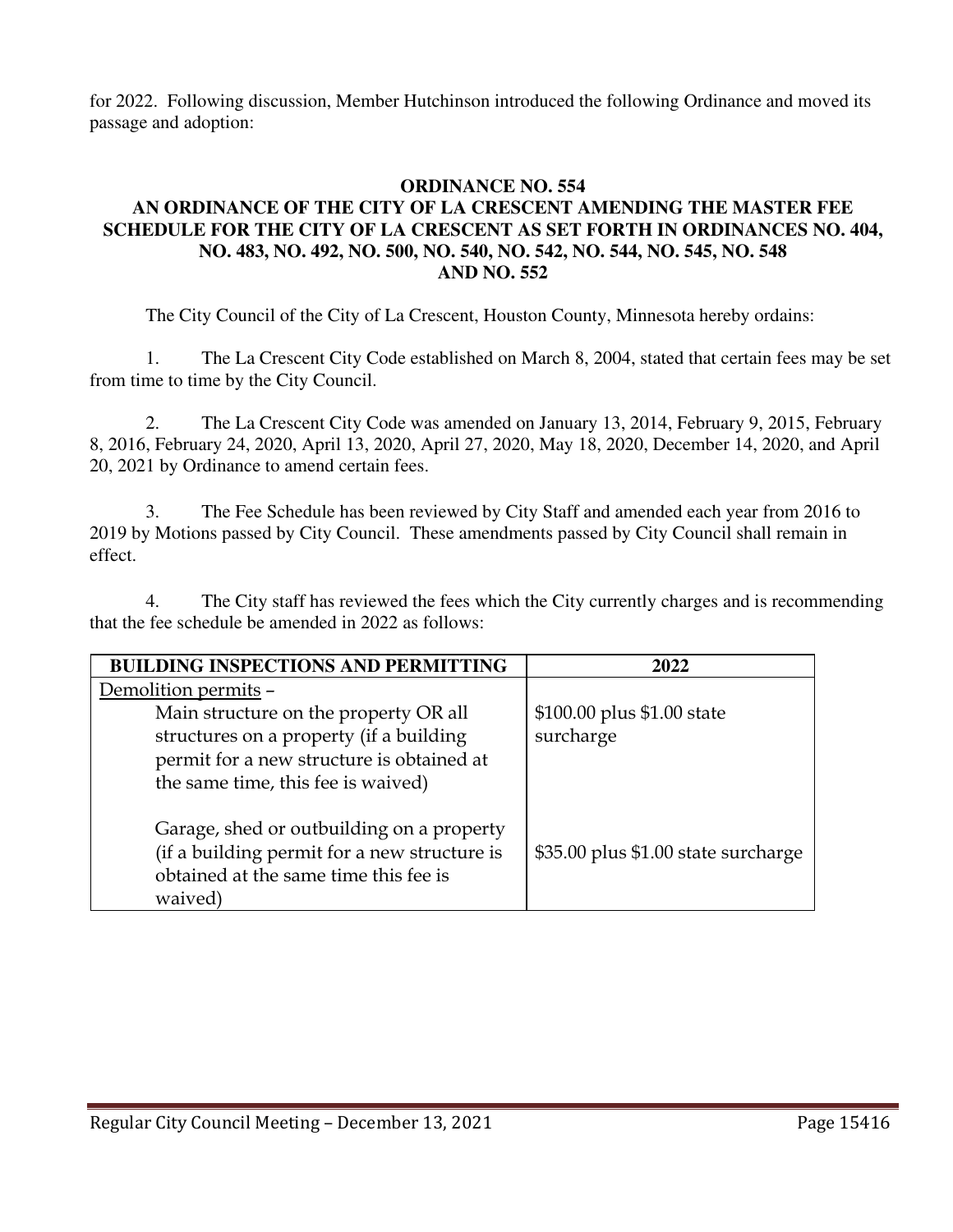for 2022. Following discussion, Member Hutchinson introduced the following Ordinance and moved its passage and adoption:

**ORDINANCE NO. 554**
**AN ORDINANCE OF THE CITY OF LA CRESCENT AMENDING THE MASTER FEE SCHEDULE FOR THE CITY OF LA CRESCENT AS SET FORTH IN ORDINANCES NO. 404, NO. 483, NO. 492, NO. 500, NO. 540, NO. 542, NO. 544, NO. 545, NO. 548 AND NO. 552**

The City Council of the City of La Crescent, Houston County, Minnesota hereby ordains:

1. The La Crescent City Code established on March 8, 2004, stated that certain fees may be set from time to time by the City Council.

2. The La Crescent City Code was amended on January 13, 2014, February 9, 2015, February 8, 2016, February 24, 2020, April 13, 2020, April 27, 2020, May 18, 2020, December 14, 2020, and April 20, 2021 by Ordinance to amend certain fees.

3. The Fee Schedule has been reviewed by City Staff and amended each year from 2016 to 2019 by Motions passed by City Council. These amendments passed by City Council shall remain in effect.

4. The City staff has reviewed the fees which the City currently charges and is recommending that the fee schedule be amended in 2022 as follows:

| BUILDING INSPECTIONS AND PERMITTING | 2022 |
|---|---|
| Demolition permits – | |
| Main structure on the property OR all structures on a property (if a building permit for a new structure is obtained at the same time, this fee is waived) | $100.00 plus $1.00 state surcharge |
| Garage, shed or outbuilding on a property (if a building permit for a new structure is obtained at the same time this fee is waived) | $35.00 plus $1.00 state surcharge |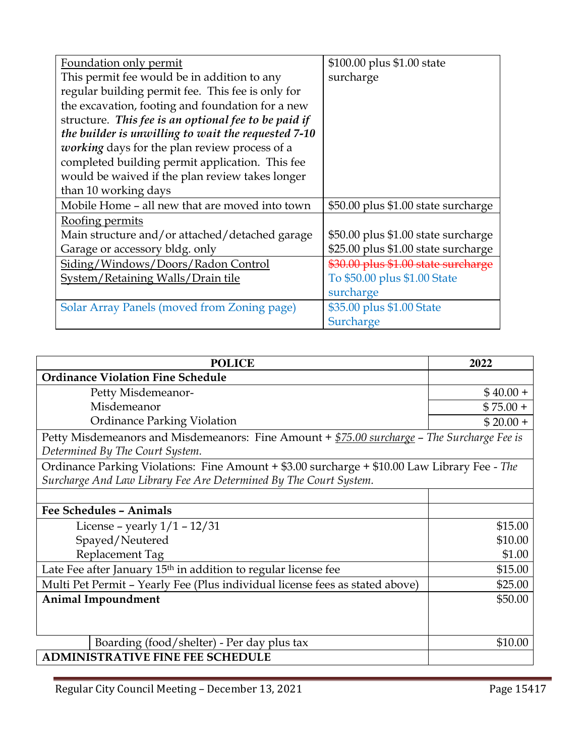| | |
|---|---|
| Foundation only permit<br>This permit fee would be in addition to any regular building permit fee. This fee is only for the excavation, footing and foundation for a new structure. ***This fee is an optional fee to be paid if the builder is unwilling to wait the requested 7-10 working*** days for the plan review process of a completed building permit application. This fee would be waived if the plan review takes longer than 10 working days | $100.00 plus $1.00 state surcharge |
| Mobile Home – all new that are moved into town | $50.00 plus $1.00 state surcharge |
| Roofing permits<br>Main structure and/or attached/detached garage<br>Garage or accessory bldg. only | <br>$50.00 plus $1.00 state surcharge<br>$25.00 plus $1.00 state surcharge |
| Siding/Windows/Doors/Radon Control System/Retaining Walls/Drain tile | ~~$30.00 plus $1.00 state surcharge~~ To $50.00 plus $1.00 State surcharge |
| Solar Array Panels (moved from Zoning page) | $35.00 plus $1.00 State Surcharge |

| **POLICE** | **2022** |
|---|---|
| **Ordinance Violation Fine Schedule** | |
| Petty Misdemeanor- | $ 40.00 + |
| Misdemeanor | $ 75.00 + |
| Ordinance Parking Violation | $ 20.00 + |
| Petty Misdemeanors and Misdemeanors: Fine Amount + *$75.00 surcharge* – *The Surcharge Fee is Determined By The Court System.* | |
| Ordinance Parking Violations: Fine Amount + $3.00 surcharge + $10.00 Law Library Fee - *The Surcharge And Law Library Fee Are Determined By The Court System.* | |
| | |
| **Fee Schedules – Animals** | |
| License – yearly 1/1 – 12/31 | $15.00 |
| Spayed/Neutered | $10.00 |
| Replacement Tag | $1.00 |
| Late Fee after January 15th in addition to regular license fee | $15.00 |
| Multi Pet Permit – Yearly Fee (Plus individual license fees as stated above) | $25.00 |
| **Animal Impoundment** | $50.00 |
| Boarding (food/shelter) - Per day plus tax | $10.00 |
| **ADMINISTRATIVE FINE FEE SCHEDULE** | |

Regular City Council Meeting – December 13, 2021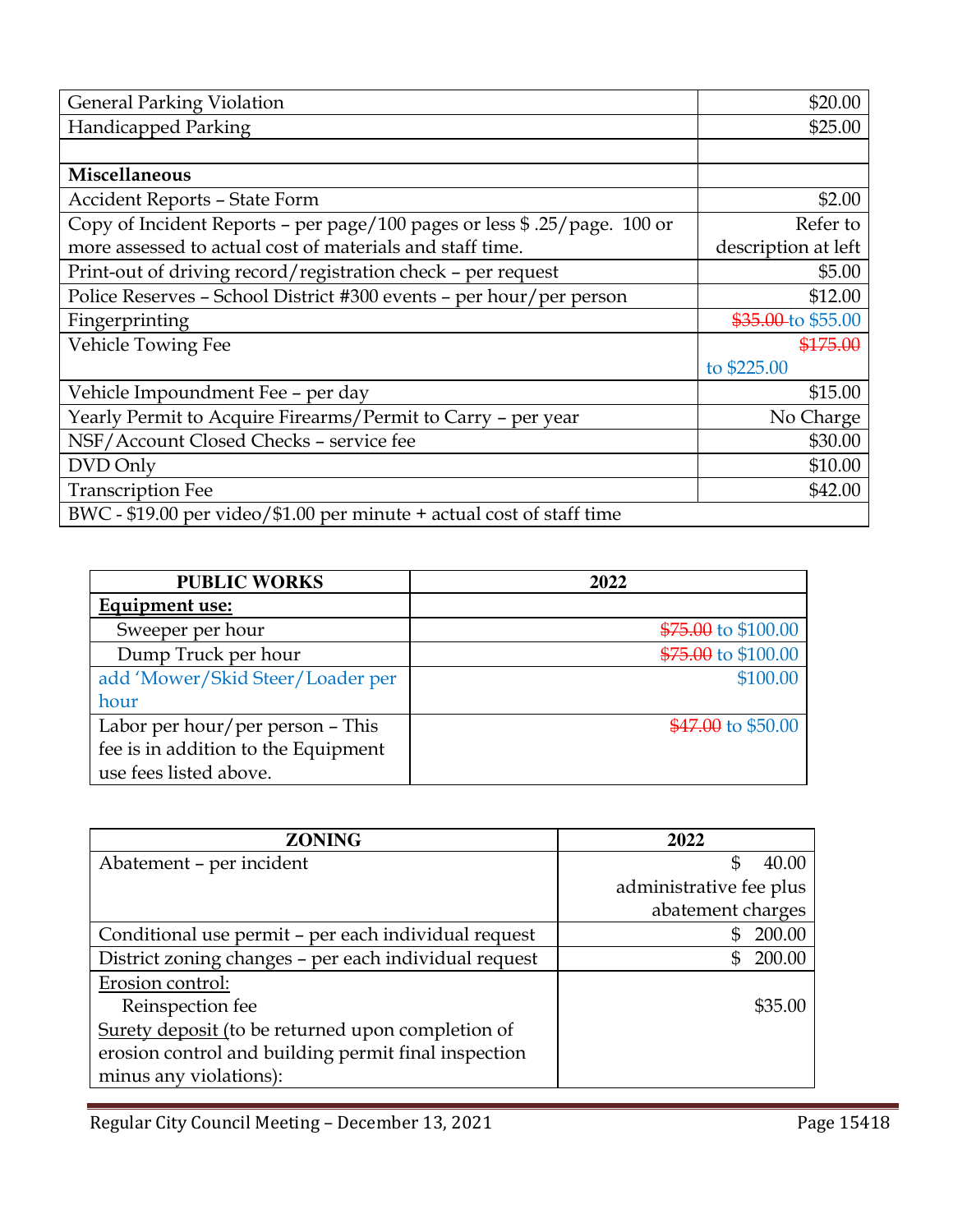| | |
|---|---|
| General Parking Violation | $20.00 |
| Handicapped Parking | $25.00 |
| | |
| **Miscellaneous** | |
| Accident Reports – State Form | $2.00 |
| Copy of Incident Reports – per page/100 pages or less $ .25/page. 100 or more assessed to actual cost of materials and staff time. | Refer to description at left |
| Print-out of driving record/registration check – per request | $5.00 |
| Police Reserves – School District #300 events – per hour/per person | $12.00 |
| Fingerprinting | ~~$35.00~~ to $55.00 |
| Vehicle Towing Fee | ~~$175.00~~ to $225.00 |
| Vehicle Impoundment Fee – per day | $15.00 |
| Yearly Permit to Acquire Firearms/Permit to Carry – per year | No Charge |
| NSF/Account Closed Checks – service fee | $30.00 |
| DVD Only | $10.00 |
| Transcription Fee | $42.00 |
| BWC - $19.00 per video/$1.00 per minute + actual cost of staff time | |

| PUBLIC WORKS | 2022 |
|---|---|
| <u>**Equipment use:**</u> | |
| Sweeper per hour | ~~$75.00~~ to $100.00 |
| Dump Truck per hour | ~~$75.00~~ to $100.00 |
| add 'Mower/Skid Steer/Loader per hour | $100.00 |
| Labor per hour/per person – This fee is in addition to the Equipment use fees listed above. | ~~$47.00~~ to $50.00 |

| ZONING | 2022 |
|---|---|
| Abatement – per incident | $ 40.00 administrative fee plus abatement charges |
| Conditional use permit – per each individual request | $ 200.00 |
| District zoning changes – per each individual request | $ 200.00 |
| <u>Erosion control:</u><br>Reinspection fee<br><u>Surety deposit</u> (to be returned upon completion of erosion control and building permit final inspection minus any violations): | <br>$35.00 |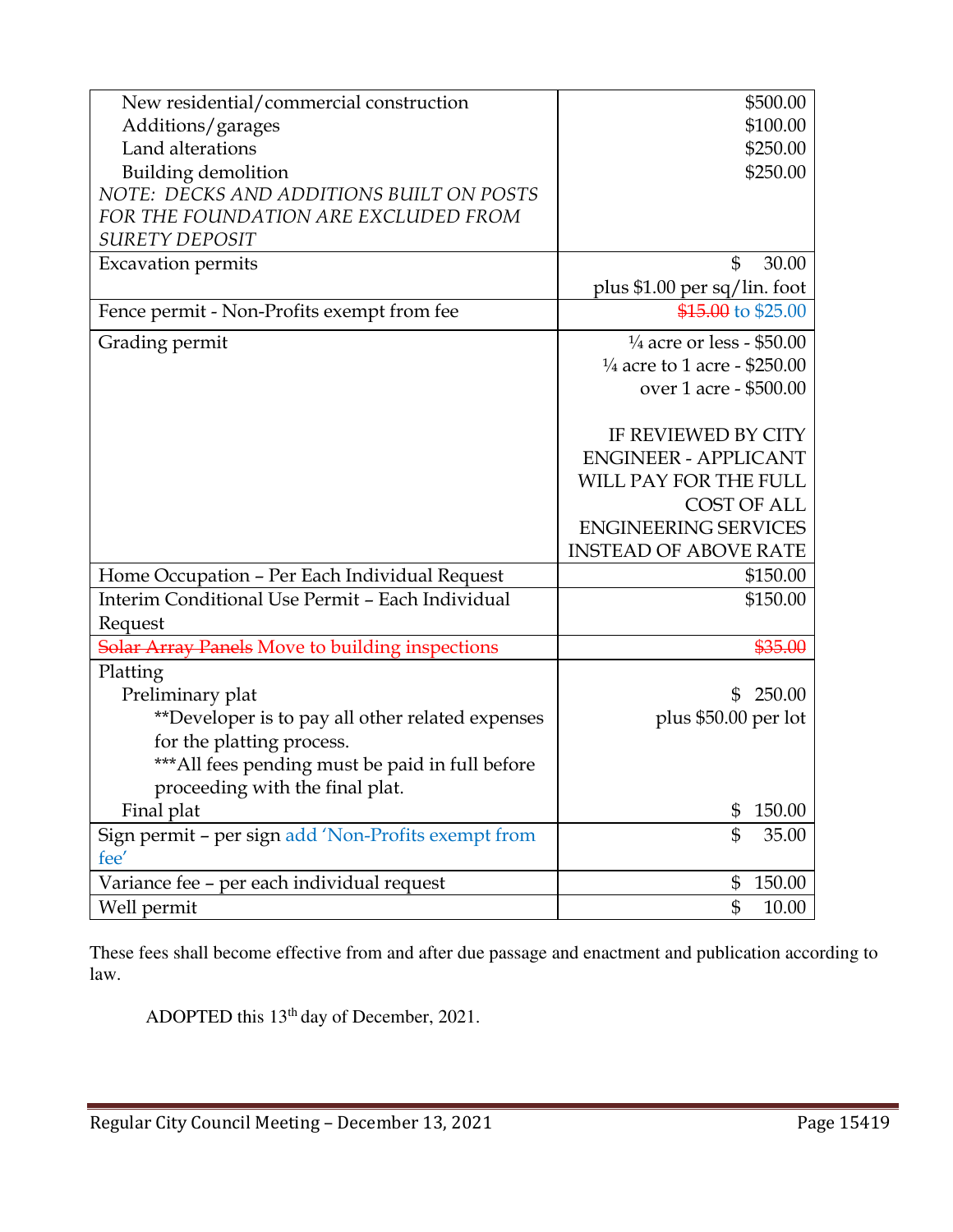| | |
|---|---|
| New residential/commercial construction<br>Additions/garages<br>Land alterations<br>Building demolition<br>*NOTE: DECKS AND ADDITIONS BUILT ON POSTS FOR THE FOUNDATION ARE EXCLUDED FROM SURETY DEPOSIT* | \$500.00<br>\$100.00<br>\$250.00<br>\$250.00 |
| Excavation permits | \$ 30.00<br>plus \$1.00 per sq/lin. foot |
| Fence permit - Non-Profits exempt from fee | ~~\$15.00~~ to \$25.00 |
| Grading permit | ¼ acre or less - \$50.00<br>¼ acre to 1 acre - \$250.00<br>over 1 acre - \$500.00<br><br>IF REVIEWED BY CITY ENGINEER - APPLICANT WILL PAY FOR THE FULL COST OF ALL ENGINEERING SERVICES INSTEAD OF ABOVE RATE |
| Home Occupation – Per Each Individual Request | \$150.00 |
| Interim Conditional Use Permit – Each Individual Request | \$150.00 |
| ~~Solar Array Panels~~ Move to building inspections | ~~\$35.00~~ |
| Platting<br>Preliminary plat<br>\*\*Developer is to pay all other related expenses for the platting process.<br>\*\*\*All fees pending must be paid in full before proceeding with the final plat.<br>Final plat | <br>\$ 250.00<br>plus \$50.00 per lot<br><br><br><br>\$ 150.00 |
| Sign permit – per sign add 'Non-Profits exempt from fee' | \$ 35.00 |
| Variance fee – per each individual request | \$ 150.00 |
| Well permit | \$ 10.00 |

These fees shall become effective from and after due passage and enactment and publication according to law.

ADOPTED this 13th day of December, 2021.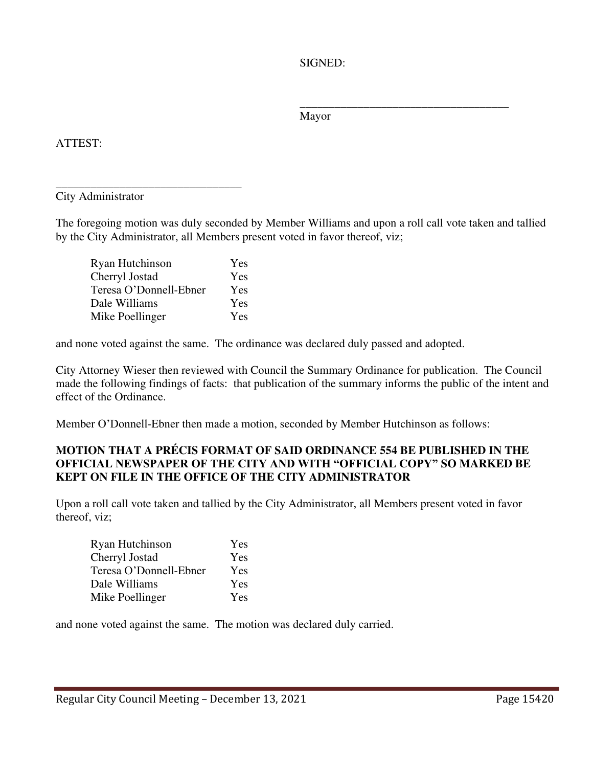SIGNED:

\_\_\_\_\_\_\_\_\_\_\_\_\_\_\_\_\_\_\_\_\_\_\_\_\_\_\_\_\_\_\_\_\_\_\_\_
Mayor

ATTEST:

\_\_\_\_\_\_\_\_\_\_\_\_\_\_\_\_\_\_\_\_\_\_\_\_\_\_\_\_\_\_\_\_
City Administrator

The foregoing motion was duly seconded by Member Williams and upon a roll call vote taken and tallied by the City Administrator, all Members present voted in favor thereof, viz;

| | |
|---|---|
| Ryan Hutchinson | Yes |
| Cherryl Jostad | Yes |
| Teresa O'Donnell-Ebner | Yes |
| Dale Williams | Yes |
| Mike Poellinger | Yes |

and none voted against the same. The ordinance was declared duly passed and adopted.

City Attorney Wieser then reviewed with Council the Summary Ordinance for publication. The Council made the following findings of facts: that publication of the summary informs the public of the intent and effect of the Ordinance.

Member O'Donnell-Ebner then made a motion, seconded by Member Hutchinson as follows:

**MOTION THAT A PRÉCIS FORMAT OF SAID ORDINANCE 554 BE PUBLISHED IN THE OFFICIAL NEWSPAPER OF THE CITY AND WITH "OFFICIAL COPY" SO MARKED BE KEPT ON FILE IN THE OFFICE OF THE CITY ADMINISTRATOR**

Upon a roll call vote taken and tallied by the City Administrator, all Members present voted in favor thereof, viz;

| | |
|---|---|
| Ryan Hutchinson | Yes |
| Cherryl Jostad | Yes |
| Teresa O'Donnell-Ebner | Yes |
| Dale Williams | Yes |
| Mike Poellinger | Yes |

and none voted against the same. The motion was declared duly carried.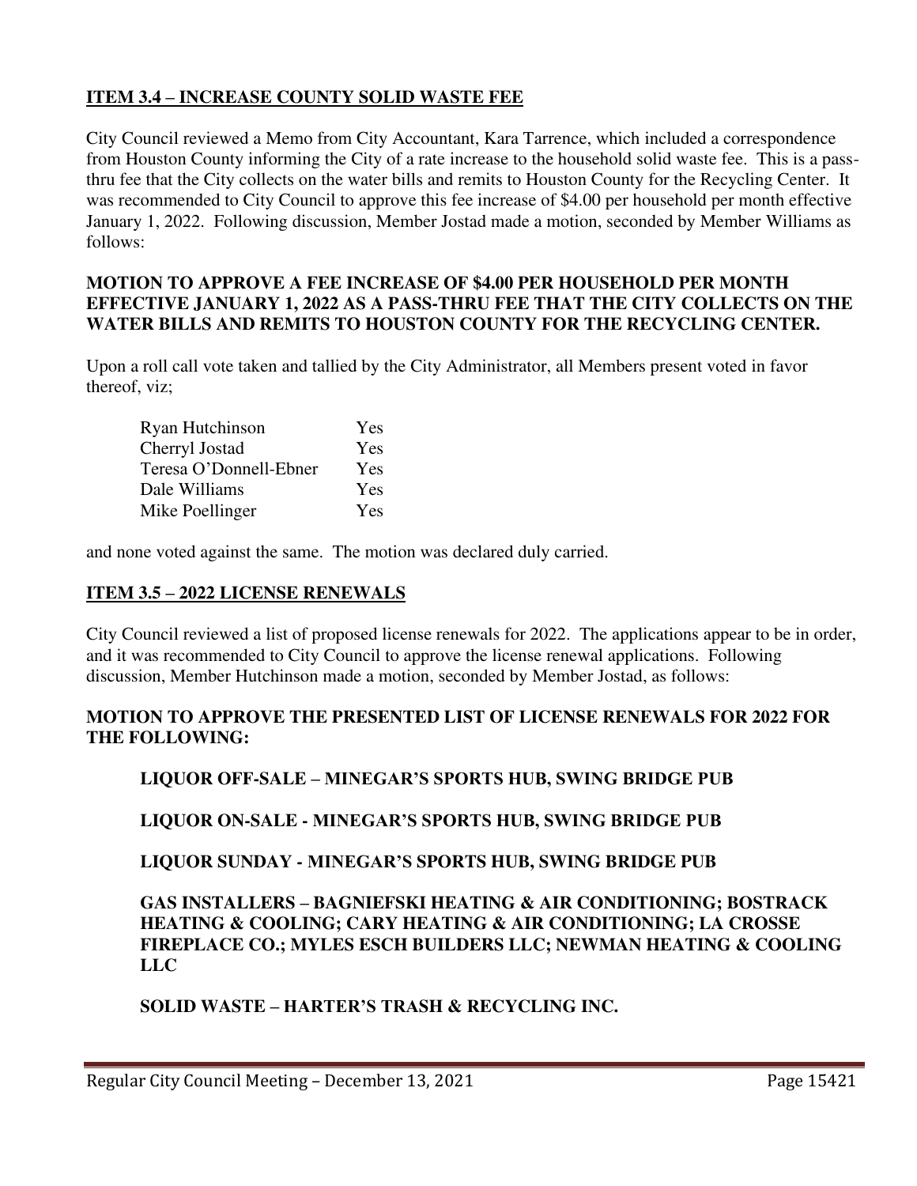**ITEM 3.4 – INCREASE COUNTY SOLID WASTE FEE**

City Council reviewed a Memo from City Accountant, Kara Tarrence, which included a correspondence from Houston County informing the City of a rate increase to the household solid waste fee. This is a pass-thru fee that the City collects on the water bills and remits to Houston County for the Recycling Center. It was recommended to City Council to approve this fee increase of $4.00 per household per month effective January 1, 2022. Following discussion, Member Jostad made a motion, seconded by Member Williams as follows:

**MOTION TO APPROVE A FEE INCREASE OF $4.00 PER HOUSEHOLD PER MONTH EFFECTIVE JANUARY 1, 2022 AS A PASS-THRU FEE THAT THE CITY COLLECTS ON THE WATER BILLS AND REMITS TO HOUSTON COUNTY FOR THE RECYCLING CENTER.**

Upon a roll call vote taken and tallied by the City Administrator, all Members present voted in favor thereof, viz;

| | |
|---|---|
| Ryan Hutchinson | Yes |
| Cherryl Jostad | Yes |
| Teresa O'Donnell-Ebner | Yes |
| Dale Williams | Yes |
| Mike Poellinger | Yes |

and none voted against the same. The motion was declared duly carried.

**ITEM 3.5 – 2022 LICENSE RENEWALS**

City Council reviewed a list of proposed license renewals for 2022. The applications appear to be in order, and it was recommended to City Council to approve the license renewal applications. Following discussion, Member Hutchinson made a motion, seconded by Member Jostad, as follows:

**MOTION TO APPROVE THE PRESENTED LIST OF LICENSE RENEWALS FOR 2022 FOR THE FOLLOWING:**

**LIQUOR OFF-SALE – MINEGAR'S SPORTS HUB, SWING BRIDGE PUB**

**LIQUOR ON-SALE - MINEGAR'S SPORTS HUB, SWING BRIDGE PUB**

**LIQUOR SUNDAY - MINEGAR'S SPORTS HUB, SWING BRIDGE PUB**

**GAS INSTALLERS – BAGNIEFSKI HEATING & AIR CONDITIONING; BOSTRACK HEATING & COOLING; CARY HEATING & AIR CONDITIONING; LA CROSSE FIREPLACE CO.; MYLES ESCH BUILDERS LLC; NEWMAN HEATING & COOLING LLC**

**SOLID WASTE – HARTER'S TRASH & RECYCLING INC.**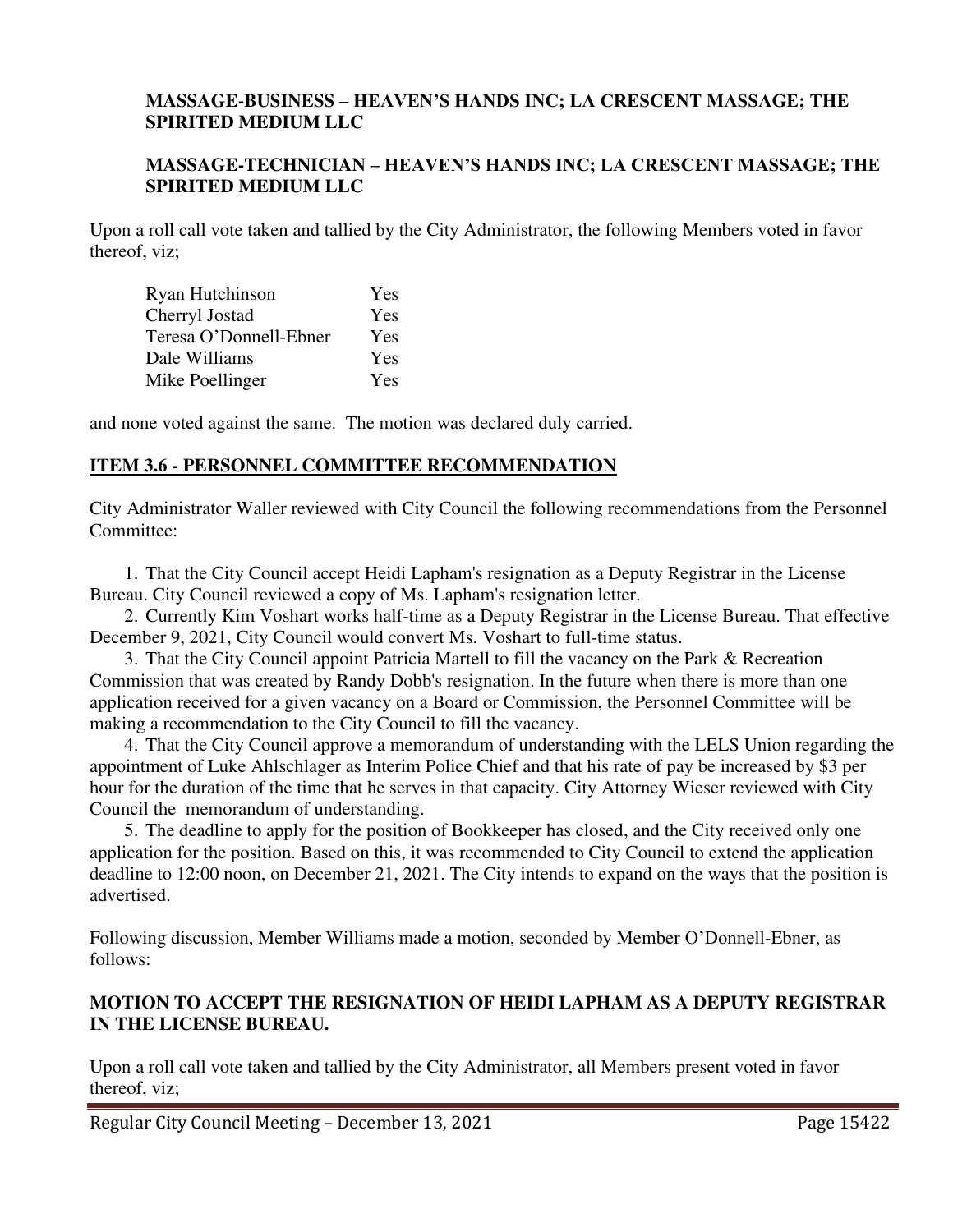**MASSAGE-BUSINESS – HEAVEN'S HANDS INC; LA CRESCENT MASSAGE; THE SPIRITED MEDIUM LLC**

**MASSAGE-TECHNICIAN – HEAVEN'S HANDS INC; LA CRESCENT MASSAGE; THE SPIRITED MEDIUM LLC**

Upon a roll call vote taken and tallied by the City Administrator, the following Members voted in favor thereof, viz;

| | |
|---|---|
| Ryan Hutchinson | Yes |
| Cherryl Jostad | Yes |
| Teresa O'Donnell-Ebner | Yes |
| Dale Williams | Yes |
| Mike Poellinger | Yes |

and none voted against the same. The motion was declared duly carried.

## ITEM 3.6 - PERSONNEL COMMITTEE RECOMMENDATION

City Administrator Waller reviewed with City Council the following recommendations from the Personnel Committee:

1. That the City Council accept Heidi Lapham's resignation as a Deputy Registrar in the License Bureau. City Council reviewed a copy of Ms. Lapham's resignation letter.
2. Currently Kim Voshart works half-time as a Deputy Registrar in the License Bureau. That effective December 9, 2021, City Council would convert Ms. Voshart to full-time status.
3. That the City Council appoint Patricia Martell to fill the vacancy on the Park & Recreation Commission that was created by Randy Dobb's resignation. In the future when there is more than one application received for a given vacancy on a Board or Commission, the Personnel Committee will be making a recommendation to the City Council to fill the vacancy.
4. That the City Council approve a memorandum of understanding with the LELS Union regarding the appointment of Luke Ahlschlager as Interim Police Chief and that his rate of pay be increased by $3 per hour for the duration of the time that he serves in that capacity. City Attorney Wieser reviewed with City Council the memorandum of understanding.
5. The deadline to apply for the position of Bookkeeper has closed, and the City received only one application for the position. Based on this, it was recommended to City Council to extend the application deadline to 12:00 noon, on December 21, 2021. The City intends to expand on the ways that the position is advertised.

Following discussion, Member Williams made a motion, seconded by Member O'Donnell-Ebner, as follows:

**MOTION TO ACCEPT THE RESIGNATION OF HEIDI LAPHAM AS A DEPUTY REGISTRAR IN THE LICENSE BUREAU.**

Upon a roll call vote taken and tallied by the City Administrator, all Members present voted in favor thereof, viz;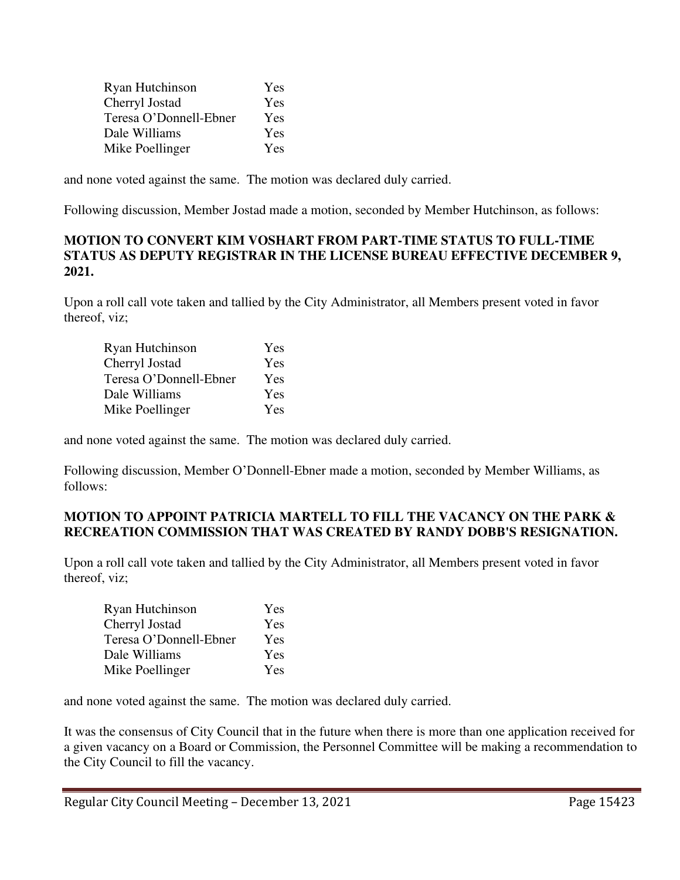| | |
|---|---|
| Ryan Hutchinson | Yes |
| Cherryl Jostad | Yes |
| Teresa O'Donnell-Ebner | Yes |
| Dale Williams | Yes |
| Mike Poellinger | Yes |

and none voted against the same. The motion was declared duly carried.

Following discussion, Member Jostad made a motion, seconded by Member Hutchinson, as follows:

**MOTION TO CONVERT KIM VOSHART FROM PART-TIME STATUS TO FULL-TIME STATUS AS DEPUTY REGISTRAR IN THE LICENSE BUREAU EFFECTIVE DECEMBER 9, 2021.**

Upon a roll call vote taken and tallied by the City Administrator, all Members present voted in favor thereof, viz;

| | |
|---|---|
| Ryan Hutchinson | Yes |
| Cherryl Jostad | Yes |
| Teresa O'Donnell-Ebner | Yes |
| Dale Williams | Yes |
| Mike Poellinger | Yes |

and none voted against the same. The motion was declared duly carried.

Following discussion, Member O'Donnell-Ebner made a motion, seconded by Member Williams, as follows:

**MOTION TO APPOINT PATRICIA MARTELL TO FILL THE VACANCY ON THE PARK & RECREATION COMMISSION THAT WAS CREATED BY RANDY DOBB'S RESIGNATION.**

Upon a roll call vote taken and tallied by the City Administrator, all Members present voted in favor thereof, viz;

| | |
|---|---|
| Ryan Hutchinson | Yes |
| Cherryl Jostad | Yes |
| Teresa O'Donnell-Ebner | Yes |
| Dale Williams | Yes |
| Mike Poellinger | Yes |

and none voted against the same. The motion was declared duly carried.

It was the consensus of City Council that in the future when there is more than one application received for a given vacancy on a Board or Commission, the Personnel Committee will be making a recommendation to the City Council to fill the vacancy.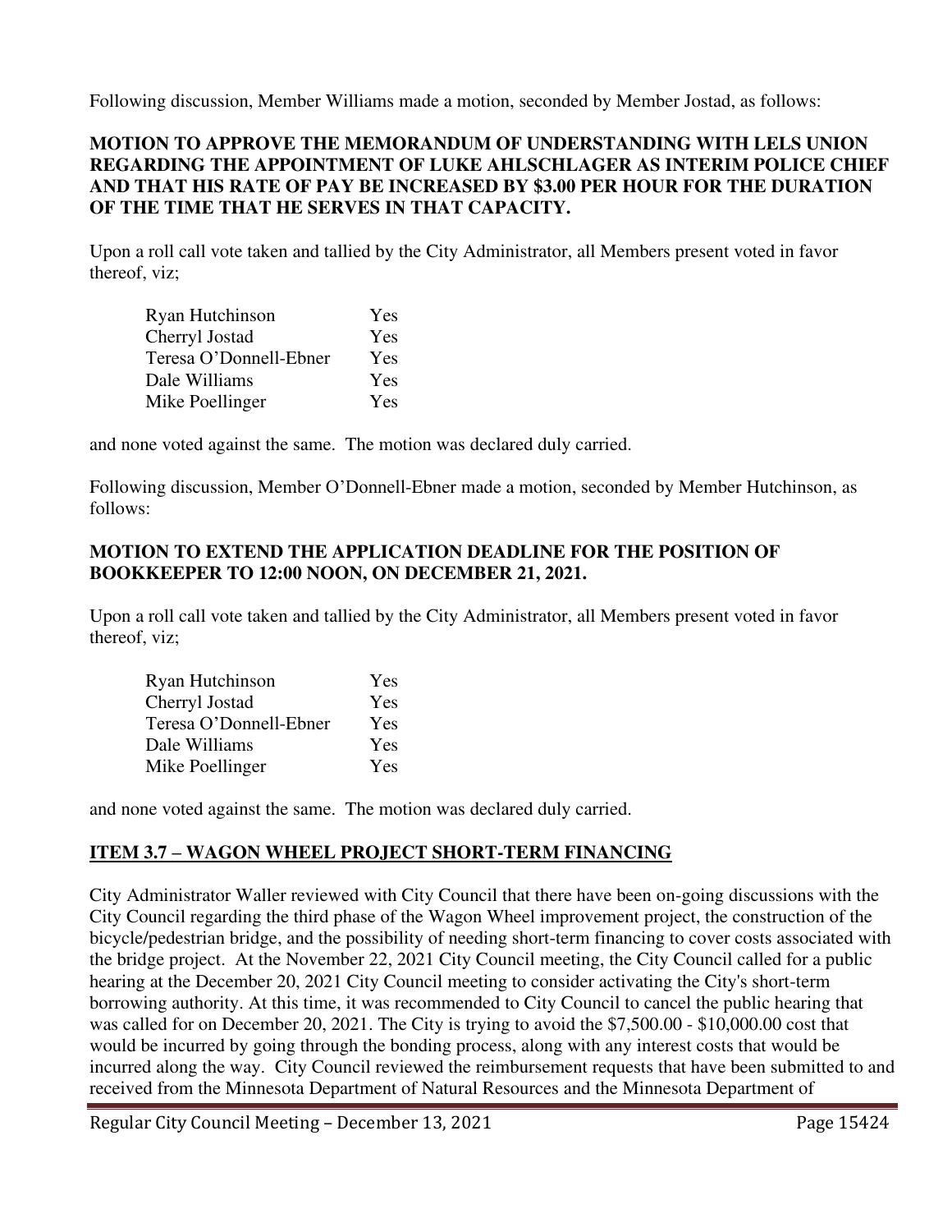Following discussion, Member Williams made a motion, seconded by Member Jostad, as follows:

**MOTION TO APPROVE THE MEMORANDUM OF UNDERSTANDING WITH LELS UNION REGARDING THE APPOINTMENT OF LUKE AHLSCHLAGER AS INTERIM POLICE CHIEF AND THAT HIS RATE OF PAY BE INCREASED BY $3.00 PER HOUR FOR THE DURATION OF THE TIME THAT HE SERVES IN THAT CAPACITY.**

Upon a roll call vote taken and tallied by the City Administrator, all Members present voted in favor thereof, viz;

| | |
|---|---|
| Ryan Hutchinson | Yes |
| Cherryl Jostad | Yes |
| Teresa O'Donnell-Ebner | Yes |
| Dale Williams | Yes |
| Mike Poellinger | Yes |

and none voted against the same. The motion was declared duly carried.

Following discussion, Member O'Donnell-Ebner made a motion, seconded by Member Hutchinson, as follows:

**MOTION TO EXTEND THE APPLICATION DEADLINE FOR THE POSITION OF BOOKKEEPER TO 12:00 NOON, ON DECEMBER 21, 2021.**

Upon a roll call vote taken and tallied by the City Administrator, all Members present voted in favor thereof, viz;

| | |
|---|---|
| Ryan Hutchinson | Yes |
| Cherryl Jostad | Yes |
| Teresa O'Donnell-Ebner | Yes |
| Dale Williams | Yes |
| Mike Poellinger | Yes |

and none voted against the same. The motion was declared duly carried.

## ITEM 3.7 – WAGON WHEEL PROJECT SHORT-TERM FINANCING

City Administrator Waller reviewed with City Council that there have been on-going discussions with the City Council regarding the third phase of the Wagon Wheel improvement project, the construction of the bicycle/pedestrian bridge, and the possibility of needing short-term financing to cover costs associated with the bridge project. At the November 22, 2021 City Council meeting, the City Council called for a public hearing at the December 20, 2021 City Council meeting to consider activating the City's short-term borrowing authority. At this time, it was recommended to City Council to cancel the public hearing that was called for on December 20, 2021. The City is trying to avoid the $7,500.00 - $10,000.00 cost that would be incurred by going through the bonding process, along with any interest costs that would be incurred along the way. City Council reviewed the reimbursement requests that have been submitted to and received from the Minnesota Department of Natural Resources and the Minnesota Department of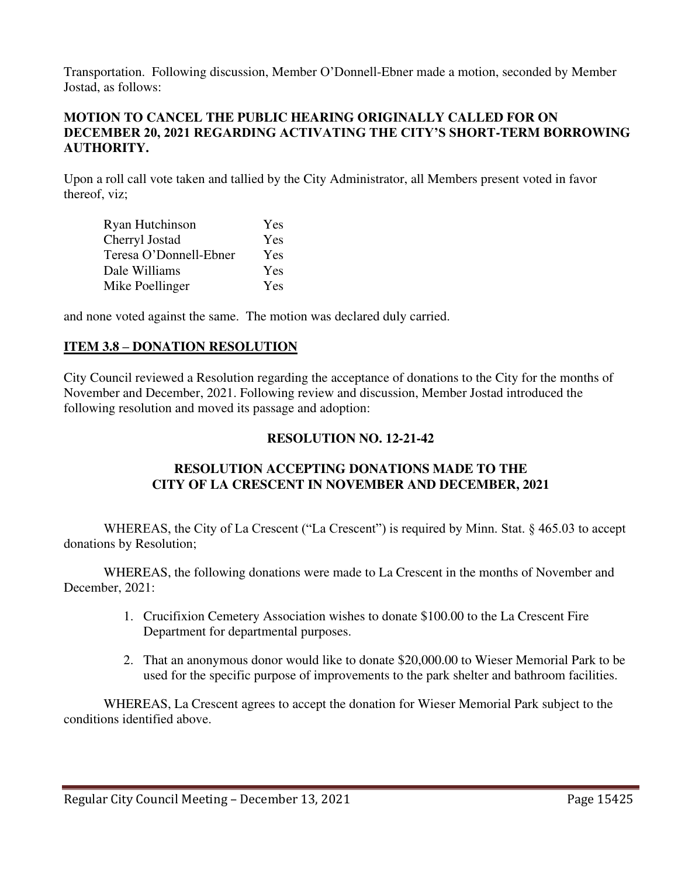Transportation. Following discussion, Member O'Donnell-Ebner made a motion, seconded by Member Jostad, as follows:

**MOTION TO CANCEL THE PUBLIC HEARING ORIGINALLY CALLED FOR ON DECEMBER 20, 2021 REGARDING ACTIVATING THE CITY'S SHORT-TERM BORROWING AUTHORITY.**

Upon a roll call vote taken and tallied by the City Administrator, all Members present voted in favor thereof, viz;

| | |
|---|---|
| Ryan Hutchinson | Yes |
| Cherryl Jostad | Yes |
| Teresa O'Donnell-Ebner | Yes |
| Dale Williams | Yes |
| Mike Poellinger | Yes |

and none voted against the same. The motion was declared duly carried.

## ITEM 3.8 – DONATION RESOLUTION

City Council reviewed a Resolution regarding the acceptance of donations to the City for the months of November and December, 2021. Following review and discussion, Member Jostad introduced the following resolution and moved its passage and adoption:

**RESOLUTION NO. 12-21-42**

**RESOLUTION ACCEPTING DONATIONS MADE TO THE CITY OF LA CRESCENT IN NOVEMBER AND DECEMBER, 2021**

WHEREAS, the City of La Crescent ("La Crescent") is required by Minn. Stat. § 465.03 to accept donations by Resolution;

WHEREAS, the following donations were made to La Crescent in the months of November and December, 2021:

1. Crucifixion Cemetery Association wishes to donate $100.00 to the La Crescent Fire Department for departmental purposes.
2. That an anonymous donor would like to donate $20,000.00 to Wieser Memorial Park to be used for the specific purpose of improvements to the park shelter and bathroom facilities.

WHEREAS, La Crescent agrees to accept the donation for Wieser Memorial Park subject to the conditions identified above.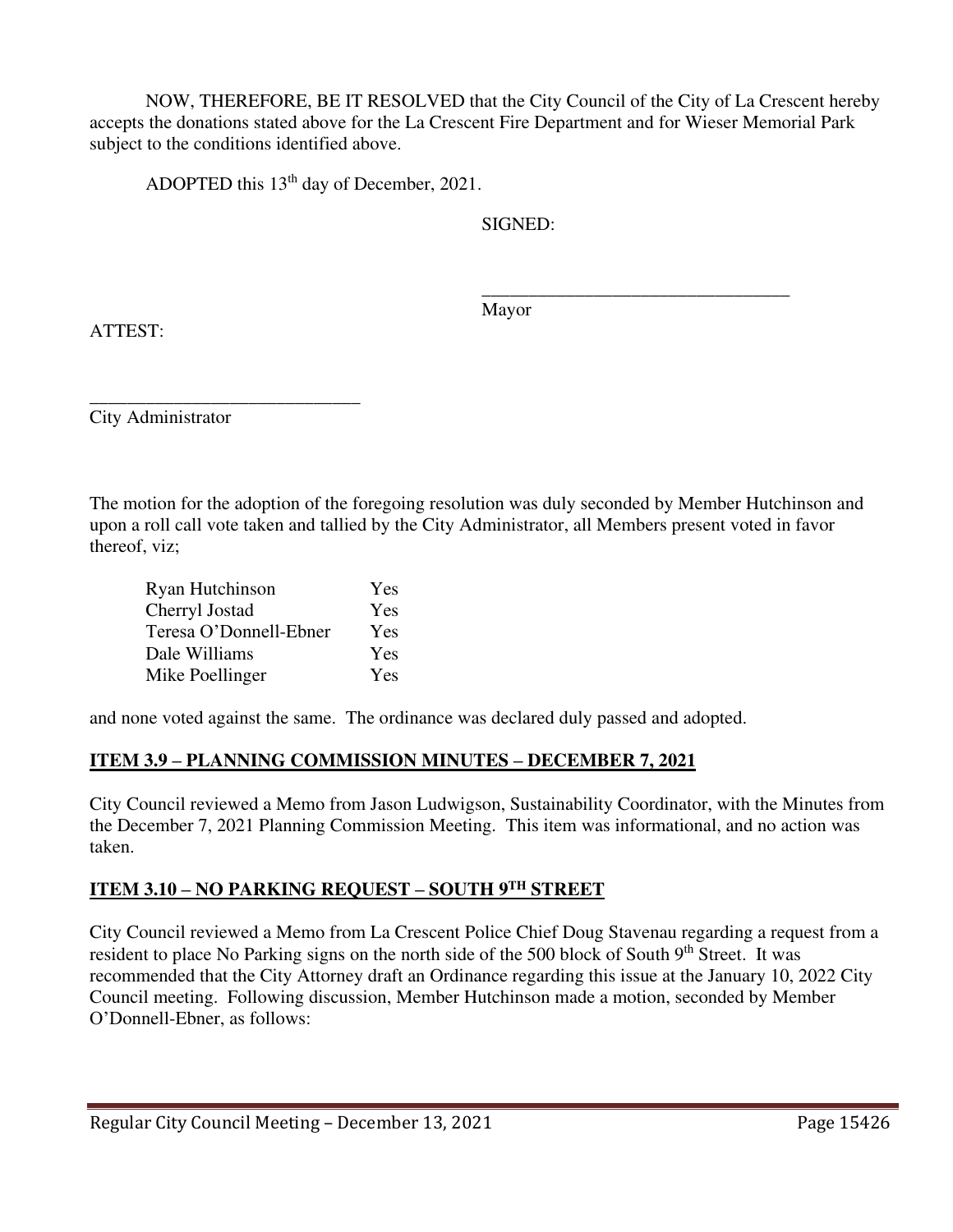NOW, THEREFORE, BE IT RESOLVED that the City Council of the City of La Crescent hereby accepts the donations stated above for the La Crescent Fire Department and for Wieser Memorial Park subject to the conditions identified above.

ADOPTED this 13th day of December, 2021.

SIGNED:

_________________________________
Mayor

ATTEST:

_____________________________
City Administrator

The motion for the adoption of the foregoing resolution was duly seconded by Member Hutchinson and upon a roll call vote taken and tallied by the City Administrator, all Members present voted in favor thereof, viz;

| | |
|---|---|
| Ryan Hutchinson | Yes |
| Cherryl Jostad | Yes |
| Teresa O'Donnell-Ebner | Yes |
| Dale Williams | Yes |
| Mike Poellinger | Yes |

and none voted against the same. The ordinance was declared duly passed and adopted.

## ITEM 3.9 – PLANNING COMMISSION MINUTES – DECEMBER 7, 2021

City Council reviewed a Memo from Jason Ludwigson, Sustainability Coordinator, with the Minutes from the December 7, 2021 Planning Commission Meeting. This item was informational, and no action was taken.

## ITEM 3.10 – NO PARKING REQUEST – SOUTH 9TH STREET

City Council reviewed a Memo from La Crescent Police Chief Doug Stavenau regarding a request from a resident to place No Parking signs on the north side of the 500 block of South 9th Street. It was recommended that the City Attorney draft an Ordinance regarding this issue at the January 10, 2022 City Council meeting. Following discussion, Member Hutchinson made a motion, seconded by Member O'Donnell-Ebner, as follows: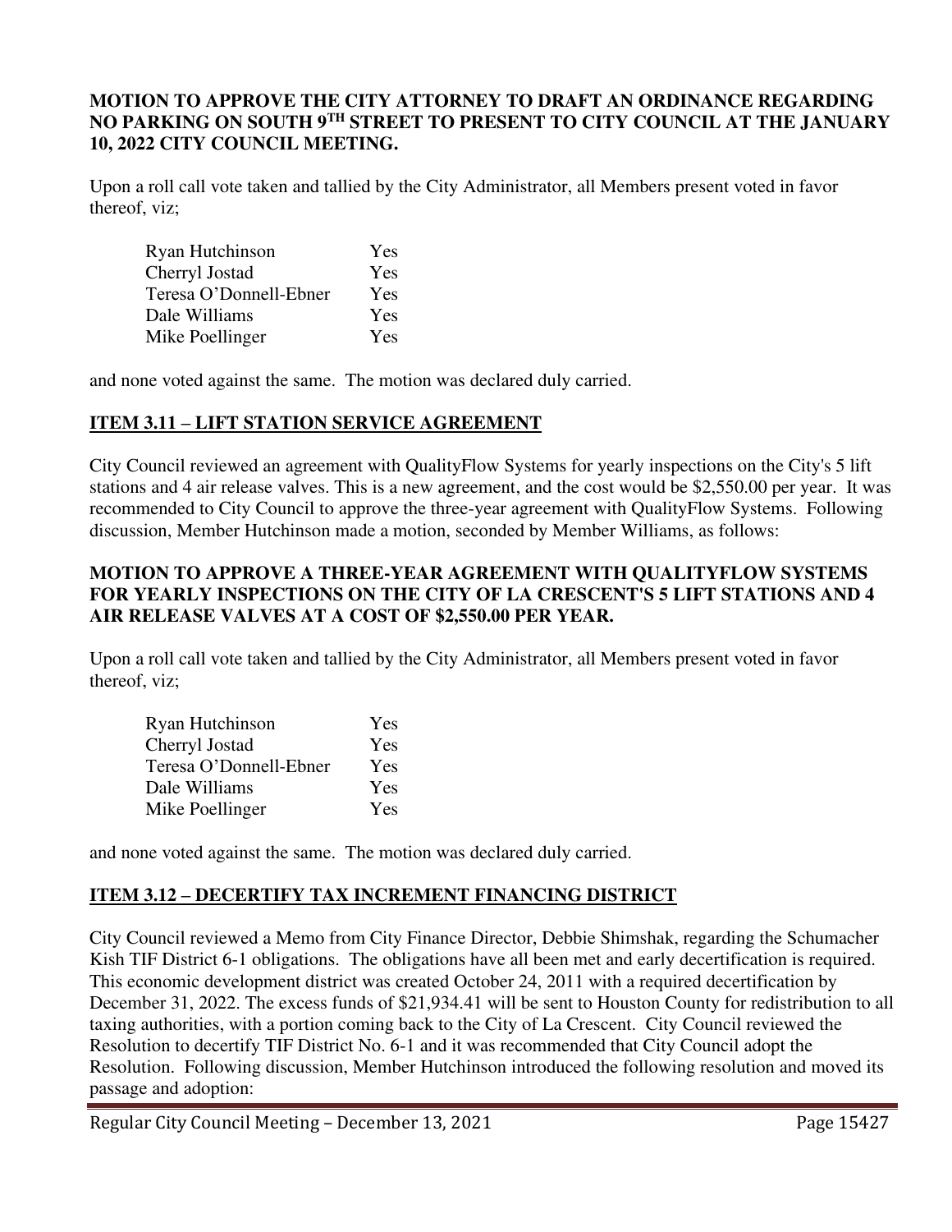**MOTION TO APPROVE THE CITY ATTORNEY TO DRAFT AN ORDINANCE REGARDING NO PARKING ON SOUTH 9TH STREET TO PRESENT TO CITY COUNCIL AT THE JANUARY 10, 2022 CITY COUNCIL MEETING.**

Upon a roll call vote taken and tallied by the City Administrator, all Members present voted in favor thereof, viz;

| | |
|---|---|
| Ryan Hutchinson | Yes |
| Cherryl Jostad | Yes |
| Teresa O'Donnell-Ebner | Yes |
| Dale Williams | Yes |
| Mike Poellinger | Yes |

and none voted against the same. The motion was declared duly carried.

## ITEM 3.11 – LIFT STATION SERVICE AGREEMENT

City Council reviewed an agreement with QualityFlow Systems for yearly inspections on the City's 5 lift stations and 4 air release valves. This is a new agreement, and the cost would be $2,550.00 per year. It was recommended to City Council to approve the three-year agreement with QualityFlow Systems. Following discussion, Member Hutchinson made a motion, seconded by Member Williams, as follows:

**MOTION TO APPROVE A THREE-YEAR AGREEMENT WITH QUALITYFLOW SYSTEMS FOR YEARLY INSPECTIONS ON THE CITY OF LA CRESCENT'S 5 LIFT STATIONS AND 4 AIR RELEASE VALVES AT A COST OF $2,550.00 PER YEAR.**

Upon a roll call vote taken and tallied by the City Administrator, all Members present voted in favor thereof, viz;

| | |
|---|---|
| Ryan Hutchinson | Yes |
| Cherryl Jostad | Yes |
| Teresa O'Donnell-Ebner | Yes |
| Dale Williams | Yes |
| Mike Poellinger | Yes |

and none voted against the same. The motion was declared duly carried.

## ITEM 3.12 – DECERTIFY TAX INCREMENT FINANCING DISTRICT

City Council reviewed a Memo from City Finance Director, Debbie Shimshak, regarding the Schumacher Kish TIF District 6-1 obligations. The obligations have all been met and early decertification is required. This economic development district was created October 24, 2011 with a required decertification by December 31, 2022. The excess funds of $21,934.41 will be sent to Houston County for redistribution to all taxing authorities, with a portion coming back to the City of La Crescent. City Council reviewed the Resolution to decertify TIF District No. 6-1 and it was recommended that City Council adopt the Resolution. Following discussion, Member Hutchinson introduced the following resolution and moved its passage and adoption: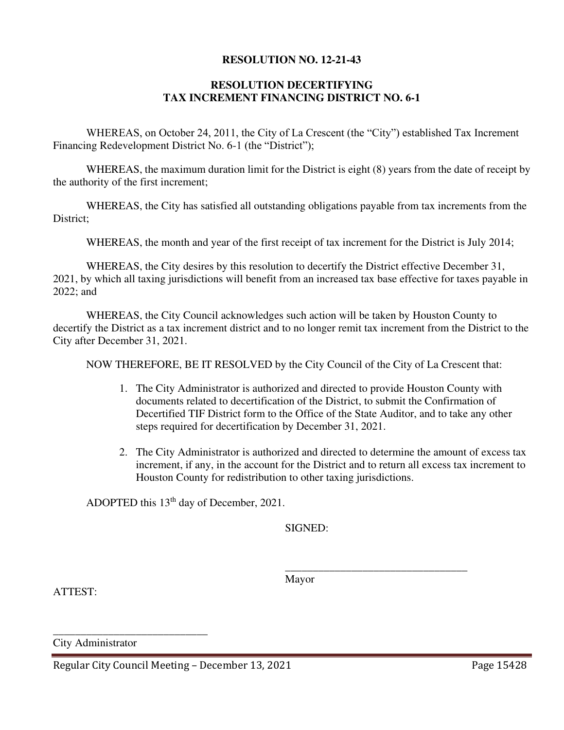**RESOLUTION NO. 12-21-43**

**RESOLUTION DECERTIFYING TAX INCREMENT FINANCING DISTRICT NO. 6-1**

WHEREAS, on October 24, 2011, the City of La Crescent (the "City") established Tax Increment Financing Redevelopment District No. 6-1 (the "District");

WHEREAS, the maximum duration limit for the District is eight (8) years from the date of receipt by the authority of the first increment;

WHEREAS, the City has satisfied all outstanding obligations payable from tax increments from the District;

WHEREAS, the month and year of the first receipt of tax increment for the District is July 2014;

WHEREAS, the City desires by this resolution to decertify the District effective December 31, 2021, by which all taxing jurisdictions will benefit from an increased tax base effective for taxes payable in 2022; and

WHEREAS, the City Council acknowledges such action will be taken by Houston County to decertify the District as a tax increment district and to no longer remit tax increment from the District to the City after December 31, 2021.

NOW THEREFORE, BE IT RESOLVED by the City Council of the City of La Crescent that:

1. The City Administrator is authorized and directed to provide Houston County with documents related to decertification of the District, to submit the Confirmation of Decertified TIF District form to the Office of the State Auditor, and to take any other steps required for decertification by December 31, 2021.

2. The City Administrator is authorized and directed to determine the amount of excess tax increment, if any, in the account for the District and to return all excess tax increment to Houston County for redistribution to other taxing jurisdictions.

ADOPTED this 13th day of December, 2021.

SIGNED:

\_\_\_\_\_\_\_\_\_\_\_\_\_\_\_\_\_\_\_\_\_\_\_\_\_\_\_\_\_\_\_\_\_\_

Mayor

ATTEST:

\_\_\_\_\_\_\_\_\_\_\_\_\_\_\_\_\_\_\_\_\_\_\_\_\_\_\_\_\_\_

City Administrator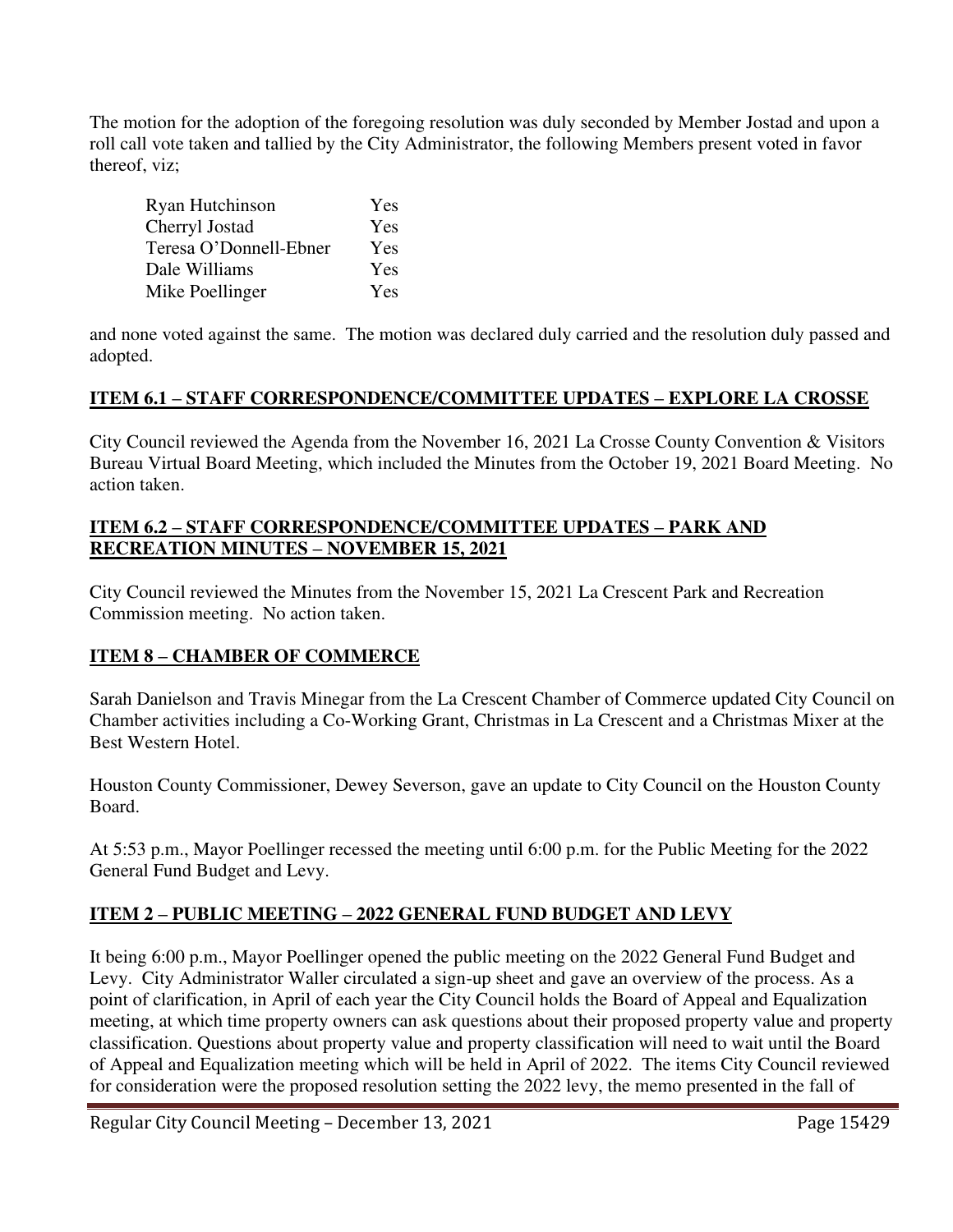The motion for the adoption of the foregoing resolution was duly seconded by Member Jostad and upon a roll call vote taken and tallied by the City Administrator, the following Members present voted in favor thereof, viz;

| | |
|---|---|
| Ryan Hutchinson | Yes |
| Cherryl Jostad | Yes |
| Teresa O'Donnell-Ebner | Yes |
| Dale Williams | Yes |
| Mike Poellinger | Yes |

and none voted against the same. The motion was declared duly carried and the resolution duly passed and adopted.

**ITEM 6.1 – STAFF CORRESPONDENCE/COMMITTEE UPDATES – EXPLORE LA CROSSE**

City Council reviewed the Agenda from the November 16, 2021 La Crosse County Convention & Visitors Bureau Virtual Board Meeting, which included the Minutes from the October 19, 2021 Board Meeting. No action taken.

**ITEM 6.2 – STAFF CORRESPONDENCE/COMMITTEE UPDATES – PARK AND RECREATION MINUTES – NOVEMBER 15, 2021**

City Council reviewed the Minutes from the November 15, 2021 La Crescent Park and Recreation Commission meeting. No action taken.

**ITEM 8 – CHAMBER OF COMMERCE**

Sarah Danielson and Travis Minegar from the La Crescent Chamber of Commerce updated City Council on Chamber activities including a Co-Working Grant, Christmas in La Crescent and a Christmas Mixer at the Best Western Hotel.

Houston County Commissioner, Dewey Severson, gave an update to City Council on the Houston County Board.

At 5:53 p.m., Mayor Poellinger recessed the meeting until 6:00 p.m. for the Public Meeting for the 2022 General Fund Budget and Levy.

**ITEM 2 – PUBLIC MEETING – 2022 GENERAL FUND BUDGET AND LEVY**

It being 6:00 p.m., Mayor Poellinger opened the public meeting on the 2022 General Fund Budget and Levy. City Administrator Waller circulated a sign-up sheet and gave an overview of the process. As a point of clarification, in April of each year the City Council holds the Board of Appeal and Equalization meeting, at which time property owners can ask questions about their proposed property value and property classification. Questions about property value and property classification will need to wait until the Board of Appeal and Equalization meeting which will be held in April of 2022. The items City Council reviewed for consideration were the proposed resolution setting the 2022 levy, the memo presented in the fall of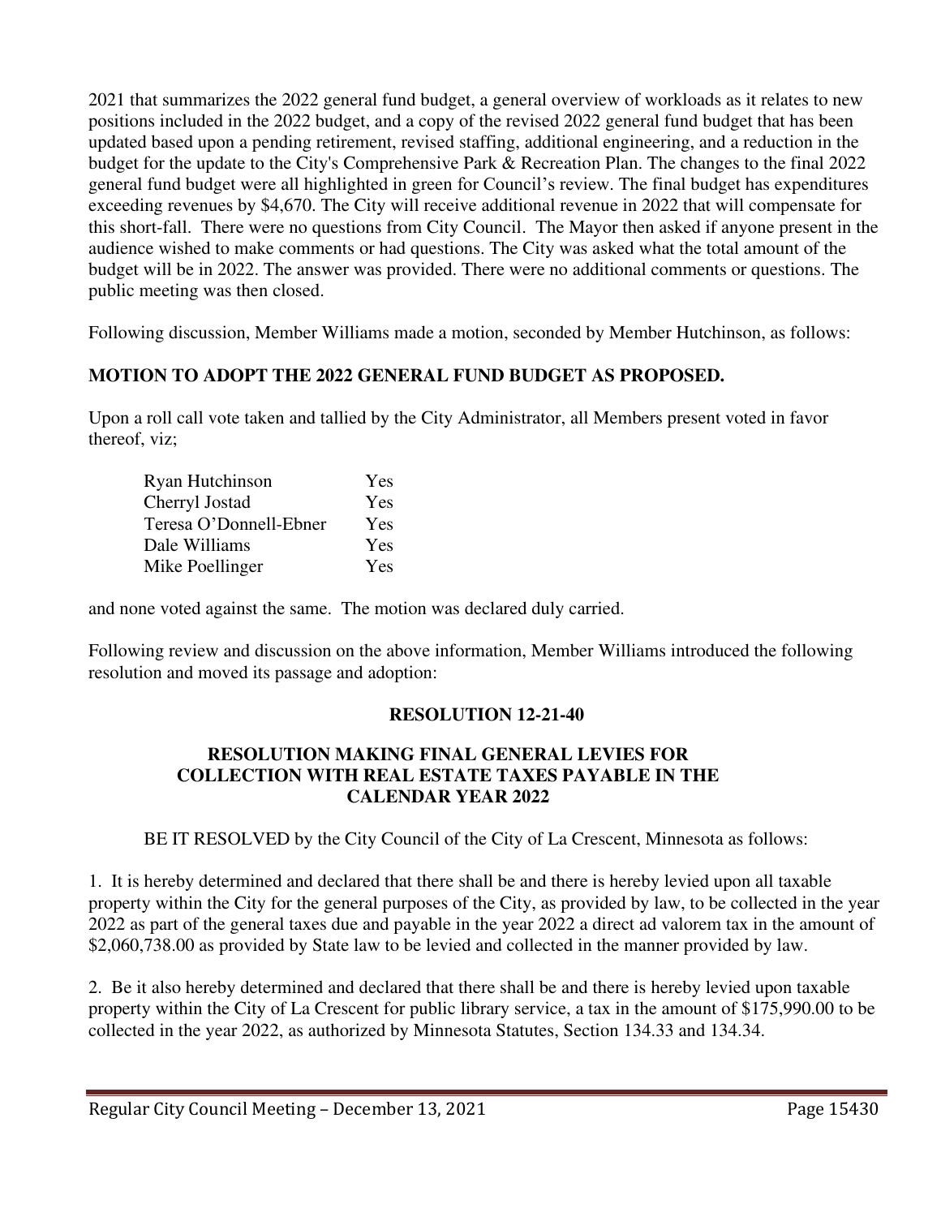2021 that summarizes the 2022 general fund budget, a general overview of workloads as it relates to new positions included in the 2022 budget, and a copy of the revised 2022 general fund budget that has been updated based upon a pending retirement, revised staffing, additional engineering, and a reduction in the budget for the update to the City's Comprehensive Park & Recreation Plan. The changes to the final 2022 general fund budget were all highlighted in green for Council's review. The final budget has expenditures exceeding revenues by $4,670. The City will receive additional revenue in 2022 that will compensate for this short-fall. There were no questions from City Council. The Mayor then asked if anyone present in the audience wished to make comments or had questions. The City was asked what the total amount of the budget will be in 2022. The answer was provided. There were no additional comments or questions. The public meeting was then closed.

Following discussion, Member Williams made a motion, seconded by Member Hutchinson, as follows:

**MOTION TO ADOPT THE 2022 GENERAL FUND BUDGET AS PROPOSED.**

Upon a roll call vote taken and tallied by the City Administrator, all Members present voted in favor thereof, viz;

| | |
|---|---|
| Ryan Hutchinson | Yes |
| Cherryl Jostad | Yes |
| Teresa O'Donnell-Ebner | Yes |
| Dale Williams | Yes |
| Mike Poellinger | Yes |

and none voted against the same. The motion was declared duly carried.

Following review and discussion on the above information, Member Williams introduced the following resolution and moved its passage and adoption:

**RESOLUTION 12-21-40**

**RESOLUTION MAKING FINAL GENERAL LEVIES FOR COLLECTION WITH REAL ESTATE TAXES PAYABLE IN THE CALENDAR YEAR 2022**

BE IT RESOLVED by the City Council of the City of La Crescent, Minnesota as follows:

1. It is hereby determined and declared that there shall be and there is hereby levied upon all taxable property within the City for the general purposes of the City, as provided by law, to be collected in the year 2022 as part of the general taxes due and payable in the year 2022 a direct ad valorem tax in the amount of $2,060,738.00 as provided by State law to be levied and collected in the manner provided by law.

2. Be it also hereby determined and declared that there shall be and there is hereby levied upon taxable property within the City of La Crescent for public library service, a tax in the amount of $175,990.00 to be collected in the year 2022, as authorized by Minnesota Statutes, Section 134.33 and 134.34.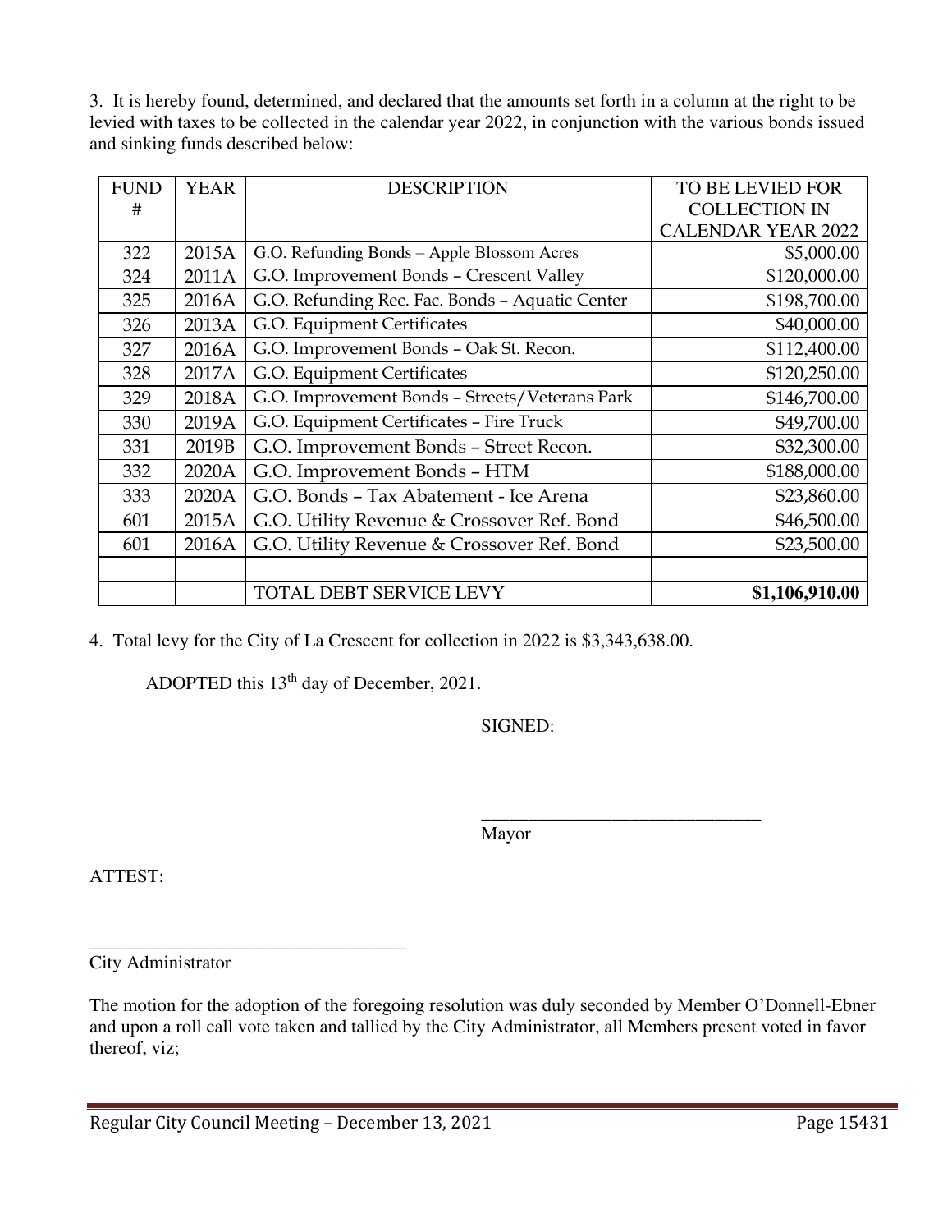3. It is hereby found, determined, and declared that the amounts set forth in a column at the right to be levied with taxes to be collected in the calendar year 2022, in conjunction with the various bonds issued and sinking funds described below:

| FUND # | YEAR | DESCRIPTION | TO BE LEVIED FOR COLLECTION IN CALENDAR YEAR 2022 |
|---|---|---|---|
| 322 | 2015A | G.O. Refunding Bonds – Apple Blossom Acres | $5,000.00 |
| 324 | 2011A | G.O. Improvement Bonds – Crescent Valley | $120,000.00 |
| 325 | 2016A | G.O. Refunding Rec. Fac. Bonds – Aquatic Center | $198,700.00 |
| 326 | 2013A | G.O. Equipment Certificates | $40,000.00 |
| 327 | 2016A | G.O. Improvement Bonds – Oak St. Recon. | $112,400.00 |
| 328 | 2017A | G.O. Equipment Certificates | $120,250.00 |
| 329 | 2018A | G.O. Improvement Bonds – Streets/Veterans Park | $146,700.00 |
| 330 | 2019A | G.O. Equipment Certificates – Fire Truck | $49,700.00 |
| 331 | 2019B | G.O. Improvement Bonds – Street Recon. | $32,300.00 |
| 332 | 2020A | G.O. Improvement Bonds – HTM | $188,000.00 |
| 333 | 2020A | G.O. Bonds – Tax Abatement - Ice Arena | $23,860.00 |
| 601 | 2015A | G.O. Utility Revenue & Crossover Ref. Bond | $46,500.00 |
| 601 | 2016A | G.O. Utility Revenue & Crossover Ref. Bond | $23,500.00 |
| | | | |
| | | TOTAL DEBT SERVICE LEVY | **$1,106,910.00** |

4. Total levy for the City of La Crescent for collection in 2022 is $3,343,638.00.

ADOPTED this 13th day of December, 2021.

SIGNED:

\_\_\_\_\_\_\_\_\_\_\_\_\_\_\_\_\_\_\_\_\_\_\_\_\_\_\_\_\_\_

Mayor

ATTEST:

\_\_\_\_\_\_\_\_\_\_\_\_\_\_\_\_\_\_\_\_\_\_\_\_\_\_\_\_\_\_

City Administrator

The motion for the adoption of the foregoing resolution was duly seconded by Member O'Donnell-Ebner and upon a roll call vote taken and tallied by the City Administrator, all Members present voted in favor thereof, viz;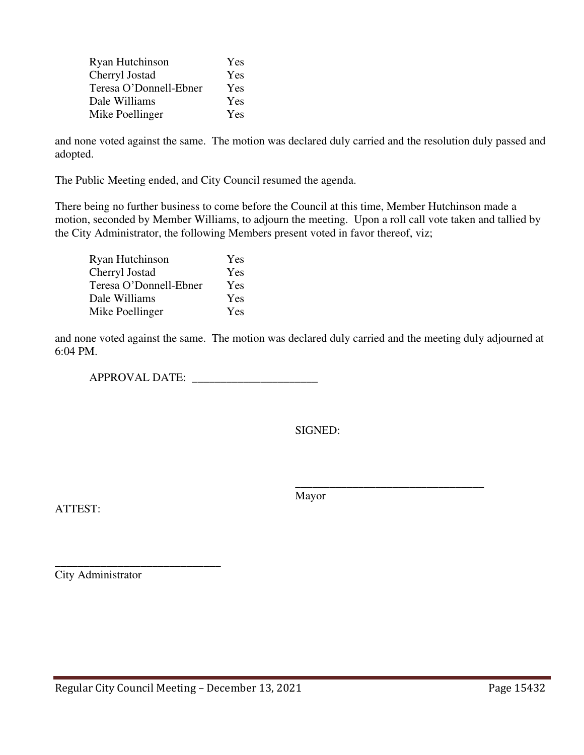| | |
|---|---|
| Ryan Hutchinson | Yes |
| Cherryl Jostad | Yes |
| Teresa O'Donnell-Ebner | Yes |
| Dale Williams | Yes |
| Mike Poellinger | Yes |

and none voted against the same. The motion was declared duly carried and the resolution duly passed and adopted.

The Public Meeting ended, and City Council resumed the agenda.

There being no further business to come before the Council at this time, Member Hutchinson made a motion, seconded by Member Williams, to adjourn the meeting. Upon a roll call vote taken and tallied by the City Administrator, the following Members present voted in favor thereof, viz;

| | |
|---|---|
| Ryan Hutchinson | Yes |
| Cherryl Jostad | Yes |
| Teresa O'Donnell-Ebner | Yes |
| Dale Williams | Yes |
| Mike Poellinger | Yes |

and none voted against the same. The motion was declared duly carried and the meeting duly adjourned at 6:04 PM.

APPROVAL DATE: ______________________

SIGNED:

__________________________________
Mayor

ATTEST:

______________________________
City Administrator